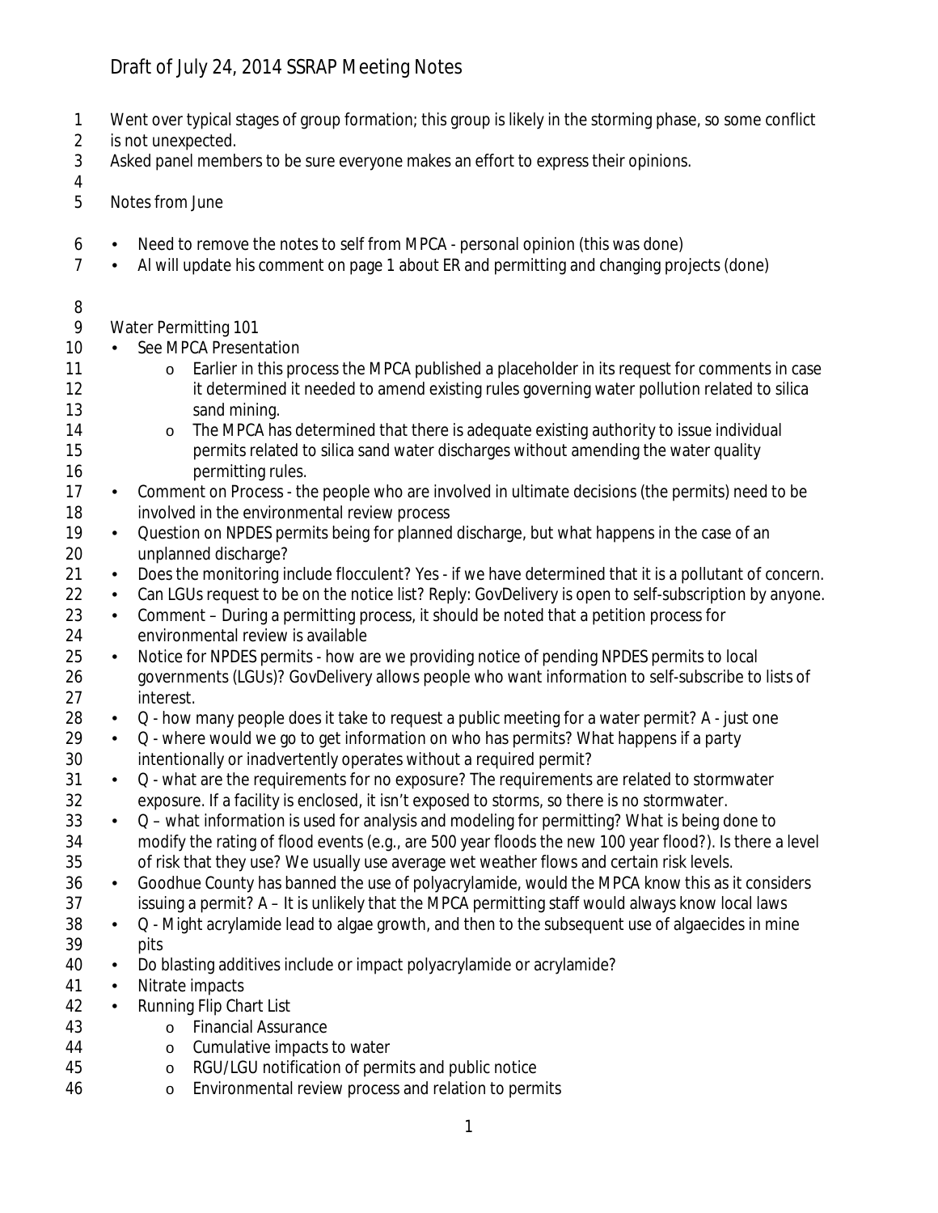# Draft of July 24, 2014 SSRAP Meeting Notes

Went over typical stages of group formation; this group is likely in the storming phase, so some conflict is not unexpected.
Asked panel members to be sure everyone makes an effort to express their opinions.

## Notes from June

- Need to remove the notes to self from MPCA - personal opinion (this was done)
- Al will update his comment on page 1 about ER and permitting and changing projects (done)

## Water Permitting 101

- See MPCA Presentation
  - Earlier in this process the MPCA published a placeholder in its request for comments in case it determined it needed to amend existing rules governing water pollution related to silica sand mining.
  - The MPCA has determined that there is adequate existing authority to issue individual permits related to silica sand water discharges without amending the water quality permitting rules.
- Comment on Process - the people who are involved in ultimate decisions (the permits) need to be involved in the environmental review process
- Question on NPDES permits being for planned discharge, but what happens in the case of an unplanned discharge?
- Does the monitoring include flocculent? Yes - if we have determined that it is a pollutant of concern.
- Can LGUs request to be on the notice list? Reply: GovDelivery is open to self-subscription by anyone.
- Comment – During a permitting process, it should be noted that a petition process for environmental review is available
- Notice for NPDES permits - how are we providing notice of pending NPDES permits to local governments (LGUs)? GovDelivery allows people who want information to self-subscribe to lists of interest.
- Q - how many people does it take to request a public meeting for a water permit? A - just one
- Q - where would we go to get information on who has permits? What happens if a party intentionally or inadvertently operates without a required permit?
- Q - what are the requirements for no exposure? The requirements are related to stormwater exposure. If a facility is enclosed, it isn't exposed to storms, so there is no stormwater.
- Q – what information is used for analysis and modeling for permitting? What is being done to modify the rating of flood events (e.g., are 500 year floods the new 100 year flood?). Is there a level of risk that they use? We usually use average wet weather flows and certain risk levels.
- Goodhue County has banned the use of polyacrylamide, would the MPCA know this as it considers issuing a permit? A – It is unlikely that the MPCA permitting staff would always know local laws
- Q - Might acrylamide lead to algae growth, and then to the subsequent use of algaecides in mine pits
- Do blasting additives include or impact polyacrylamide or acrylamide?
- Nitrate impacts
- Running Flip Chart List
  - Financial Assurance
  - Cumulative impacts to water
  - RGU/LGU notification of permits and public notice
  - Environmental review process and relation to permits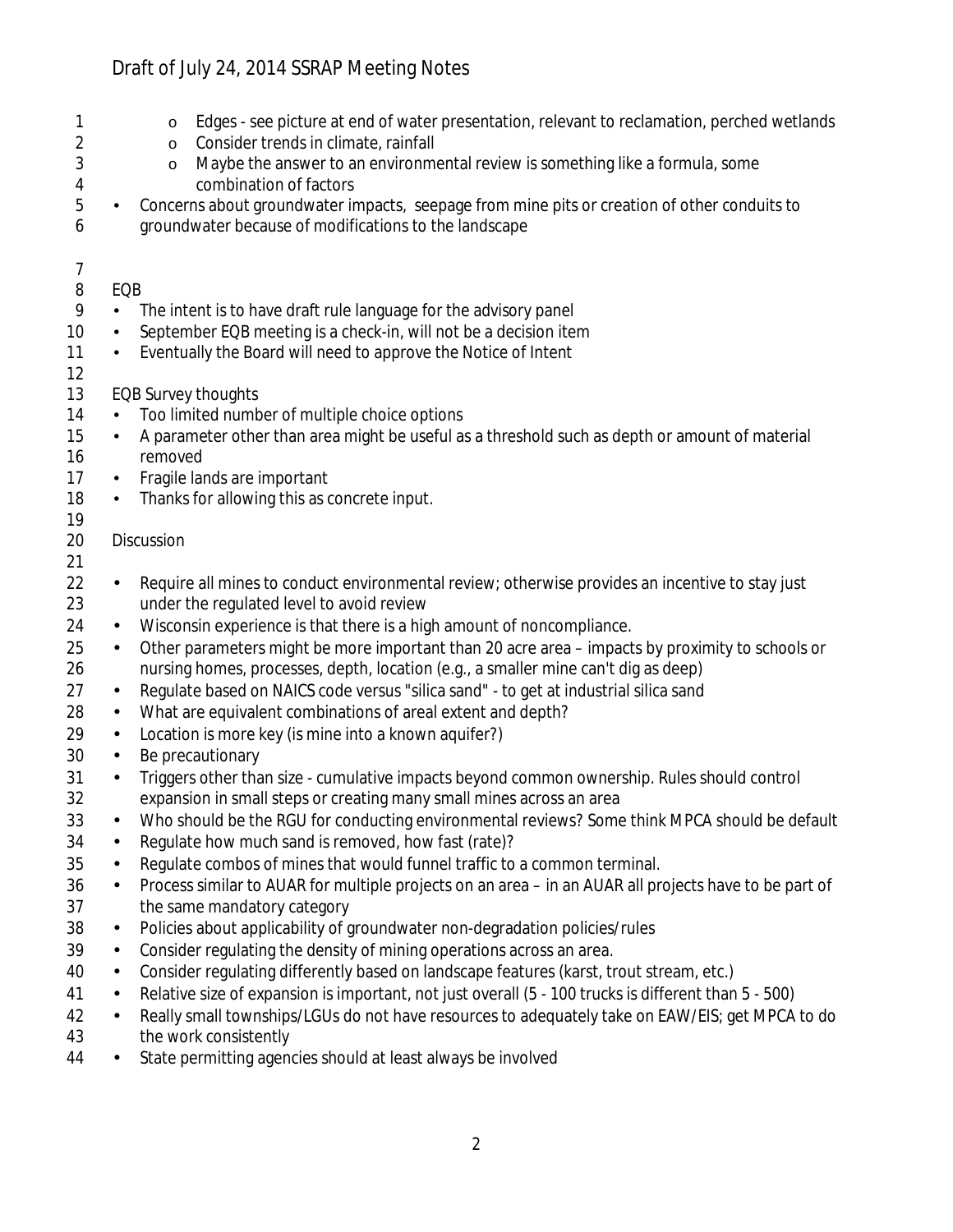- Edges - see picture at end of water presentation, relevant to reclamation, perched wetlands
    - Consider trends in climate, rainfall
    - Maybe the answer to an environmental review is something like a formula, some combination of factors
- Concerns about groundwater impacts, seepage from mine pits or creation of other conduits to groundwater because of modifications to the landscape

EQB

- The intent is to have draft rule language for the advisory panel
- September EQB meeting is a check-in, will not be a decision item
- Eventually the Board will need to approve the Notice of Intent

EQB Survey thoughts

- Too limited number of multiple choice options
- A parameter other than area might be useful as a threshold such as depth or amount of material removed
- Fragile lands are important
- Thanks for allowing this as concrete input.

Discussion

- Require all mines to conduct environmental review; otherwise provides an incentive to stay just under the regulated level to avoid review
- Wisconsin experience is that there is a high amount of noncompliance.
- Other parameters might be more important than 20 acre area – impacts by proximity to schools or nursing homes, processes, depth, location (e.g., a smaller mine can't dig as deep)
- Regulate based on NAICS code versus "silica sand" - to get at industrial silica sand
- What are equivalent combinations of areal extent and depth?
- Location is more key (is mine into a known aquifer?)
- Be precautionary
- Triggers other than size - cumulative impacts beyond common ownership. Rules should control expansion in small steps or creating many small mines across an area
- Who should be the RGU for conducting environmental reviews? Some think MPCA should be default
- Regulate how much sand is removed, how fast (rate)?
- Regulate combos of mines that would funnel traffic to a common terminal.
- Process similar to AUAR for multiple projects on an area – in an AUAR all projects have to be part of the same mandatory category
- Policies about applicability of groundwater non-degradation policies/rules
- Consider regulating the density of mining operations across an area.
- Consider regulating differently based on landscape features (karst, trout stream, etc.)
- Relative size of expansion is important, not just overall (5 - 100 trucks is different than 5 - 500)
- Really small townships/LGUs do not have resources to adequately take on EAW/EIS; get MPCA to do the work consistently
- State permitting agencies should at least always be involved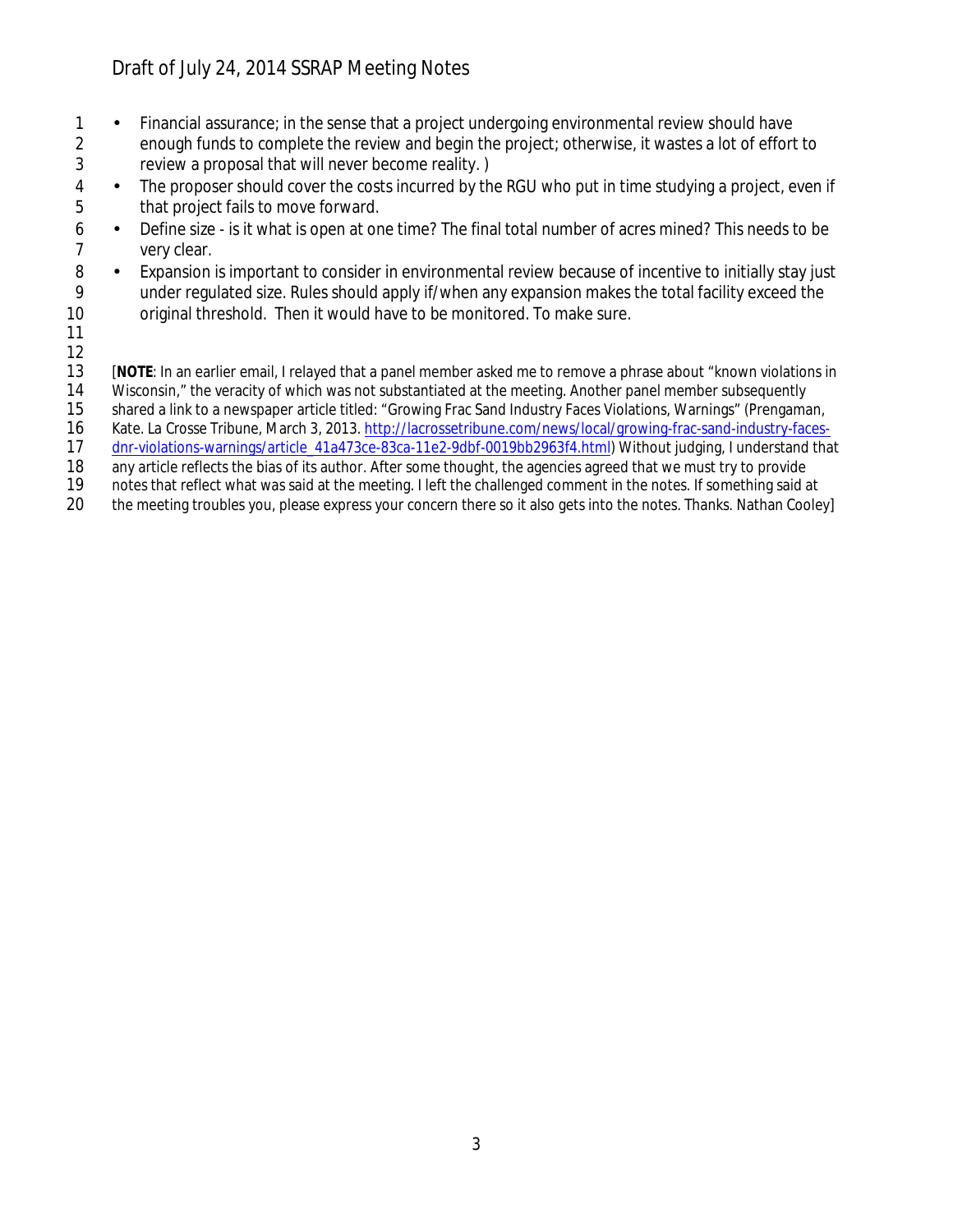- Financial assurance; in the sense that a project undergoing environmental review should have enough funds to complete the review and begin the project; otherwise, it wastes a lot of effort to review a proposal that will never become reality. )
- The proposer should cover the costs incurred by the RGU who put in time studying a project, even if that project fails to move forward.
- Define size - is it what is open at one time? The final total number of acres mined? This needs to be very clear.
- Expansion is important to consider in environmental review because of incentive to initially stay just under regulated size. Rules should apply if/when any expansion makes the total facility exceed the original threshold. Then it would have to be monitored. To make sure.

[**NOTE**: In an earlier email, I relayed that a panel member asked me to remove a phrase about "known violations in Wisconsin," the veracity of which was not substantiated at the meeting. Another panel member subsequently shared a link to a newspaper article titled: "Growing Frac Sand Industry Faces Violations, Warnings" (Prengaman, Kate. La Crosse Tribune, March 3, 2013. http://lacrossetribune.com/news/local/growing-frac-sand-industry-faces-dnr-violations-warnings/article_41a473ce-83ca-11e2-9dbf-0019bb2963f4.html) Without judging, I understand that any article reflects the bias of its author. After some thought, the agencies agreed that we must try to provide notes that reflect what was said at the meeting. I left the challenged comment in the notes. If something said at the meeting troubles you, please express your concern there so it also gets into the notes. Thanks. Nathan Cooley]